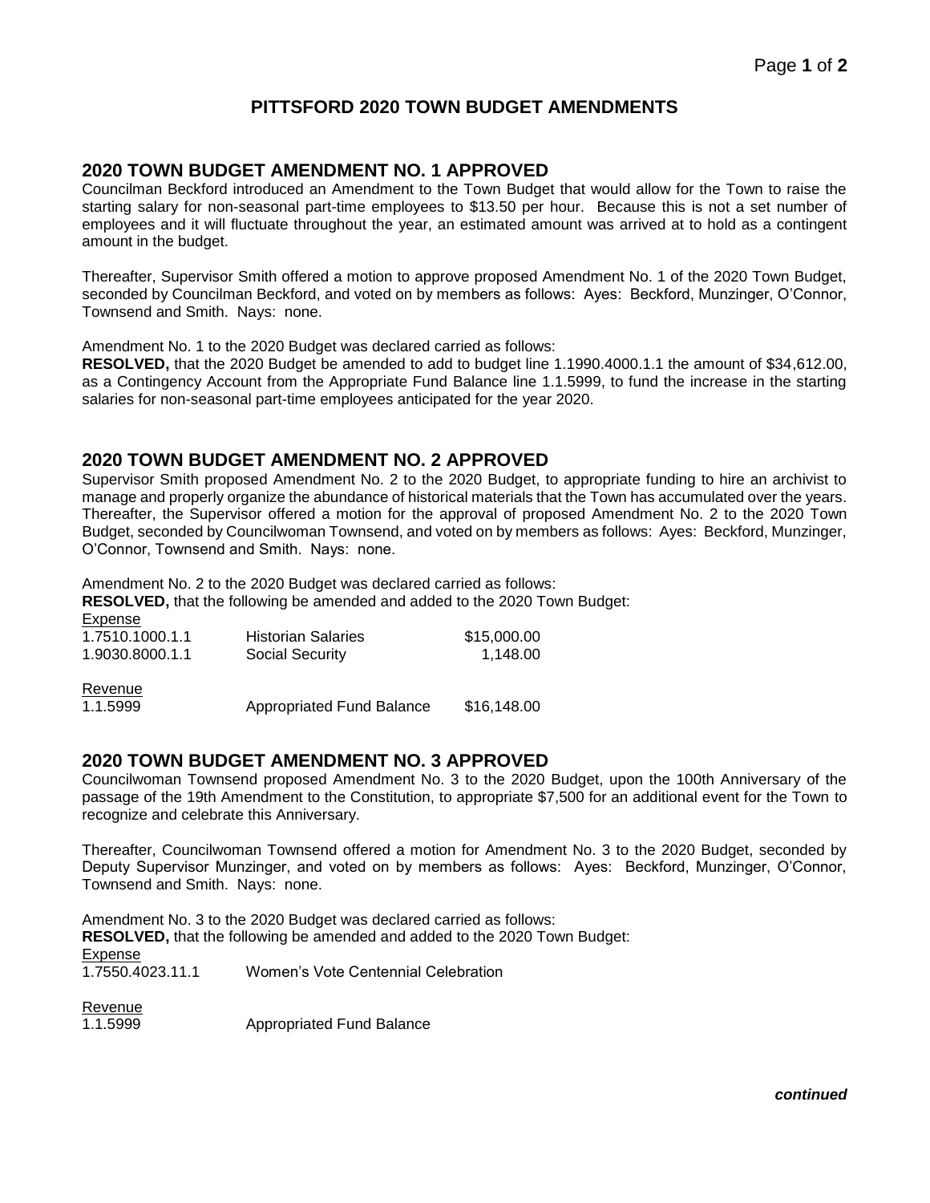# PITTSFORD 2020 TOWN BUDGET AMENDMENTS

## 2020 TOWN BUDGET AMENDMENT NO. 1 APPROVED

Councilman Beckford introduced an Amendment to the Town Budget that would allow for the Town to raise the starting salary for non-seasonal part-time employees to $13.50 per hour. Because this is not a set number of employees and it will fluctuate throughout the year, an estimated amount was arrived at to hold as a contingent amount in the budget.

Thereafter, Supervisor Smith offered a motion to approve proposed Amendment No. 1 of the 2020 Town Budget, seconded by Councilman Beckford, and voted on by members as follows: Ayes: Beckford, Munzinger, O'Connor, Townsend and Smith. Nays: none.

Amendment No. 1 to the 2020 Budget was declared carried as follows:
**RESOLVED,** that the 2020 Budget be amended to add to budget line 1.1990.4000.1.1 the amount of $34,612.00, as a Contingency Account from the Appropriate Fund Balance line 1.1.5999, to fund the increase in the starting salaries for non-seasonal part-time employees anticipated for the year 2020.

## 2020 TOWN BUDGET AMENDMENT NO. 2 APPROVED

Supervisor Smith proposed Amendment No. 2 to the 2020 Budget, to appropriate funding to hire an archivist to manage and properly organize the abundance of historical materials that the Town has accumulated over the years. Thereafter, the Supervisor offered a motion for the approval of proposed Amendment No. 2 to the 2020 Town Budget, seconded by Councilwoman Townsend, and voted on by members as follows: Ayes: Beckford, Munzinger, O'Connor, Townsend and Smith. Nays: none.

Amendment No. 2 to the 2020 Budget was declared carried as follows:
**RESOLVED,** that the following be amended and added to the 2020 Town Budget:

| Expense | | |
|---|---|---|
| 1.7510.1000.1.1 | Historian Salaries | $15,000.00 |
| 1.9030.8000.1.1 | Social Security | 1,148.00 |
| **Revenue** | | |
| 1.1.5999 | Appropriated Fund Balance | $16,148.00 |

## 2020 TOWN BUDGET AMENDMENT NO. 3 APPROVED

Councilwoman Townsend proposed Amendment No. 3 to the 2020 Budget, upon the 100th Anniversary of the passage of the 19th Amendment to the Constitution, to appropriate $7,500 for an additional event for the Town to recognize and celebrate this Anniversary.

Thereafter, Councilwoman Townsend offered a motion for Amendment No. 3 to the 2020 Budget, seconded by Deputy Supervisor Munzinger, and voted on by members as follows: Ayes: Beckford, Munzinger, O'Connor, Townsend and Smith. Nays: none.

Amendment No. 3 to the 2020 Budget was declared carried as follows:
**RESOLVED,** that the following be amended and added to the 2020 Town Budget:

| Expense | |
|---|---|
| 1.7550.4023.11.1 | Women's Vote Centennial Celebration |
| **Revenue** | |
| 1.1.5999 | Appropriated Fund Balance |

***continued***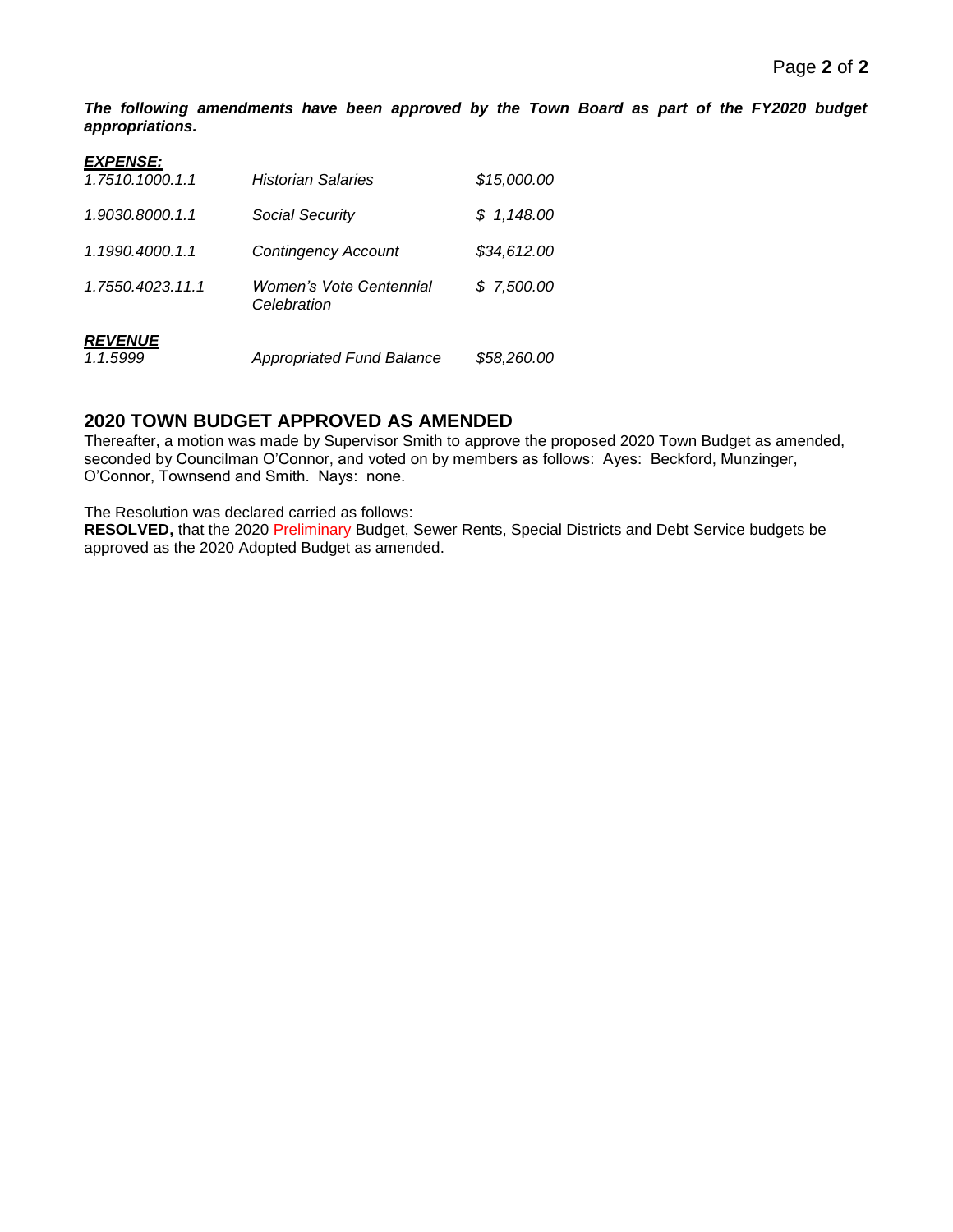***The following amendments have been approved by the Town Board as part of the FY2020 budget appropriations.***

***EXPENSE:***

| | | |
|---|---|---|
| *1.7510.1000.1.1* | *Historian Salaries* | *$15,000.00* |
| *1.9030.8000.1.1* | *Social Security* | *$ 1,148.00* |
| *1.1990.4000.1.1* | *Contingency Account* | *$34,612.00* |
| *1.7550.4023.11.1* | *Women's Vote Centennial Celebration* | *$ 7,500.00* |

***REVENUE***

| | | |
|---|---|---|
| *1.1.5999* | *Appropriated Fund Balance* | *$58,260.00* |

## 2020 TOWN BUDGET APPROVED AS AMENDED

Thereafter, a motion was made by Supervisor Smith to approve the proposed 2020 Town Budget as amended, seconded by Councilman O'Connor, and voted on by members as follows: Ayes: Beckford, Munzinger, O'Connor, Townsend and Smith. Nays: none.

The Resolution was declared carried as follows:
**RESOLVED,** that the 2020 Preliminary Budget, Sewer Rents, Special Districts and Debt Service budgets be approved as the 2020 Adopted Budget as amended.